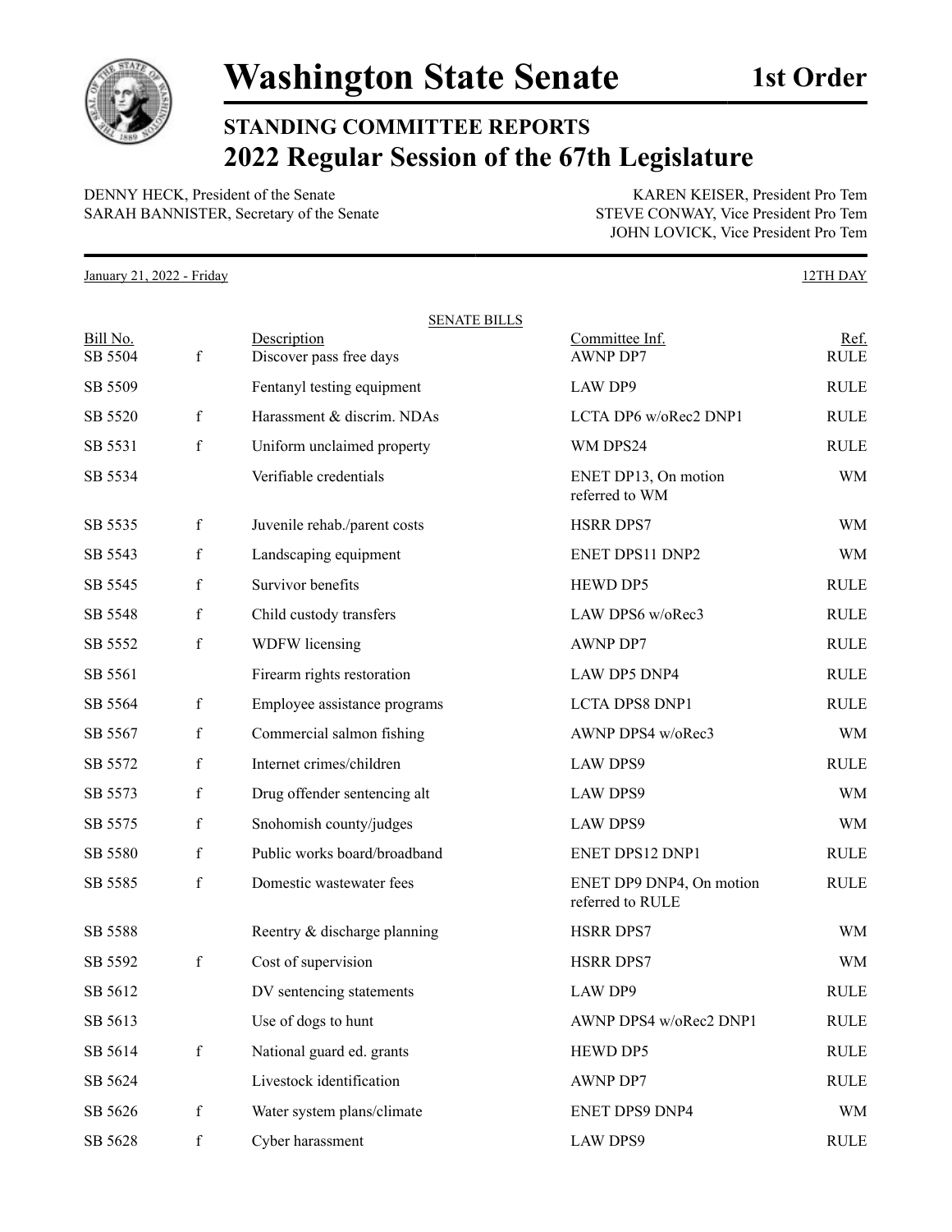# Washington State Senate

**1st Order**

## STANDING COMMITTEE REPORTS
## 2022 Regular Session of the 67th Legislature

DENNY HECK, President of the Senate
SARAH BANNISTER, Secretary of the Senate

KAREN KEISER, President Pro Tem
STEVE CONWAY, Vice President Pro Tem
JOHN LOVICK, Vice President Pro Tem

January 21, 2022 - Friday

12TH DAY

SENATE BILLS

| Bill No. | | Description | Committee Inf. | Ref. |
|---|---|---|---|---|
| SB 5504 | f | Discover pass free days | AWNP DP7 | RULE |
| SB 5509 | | Fentanyl testing equipment | LAW DP9 | RULE |
| SB 5520 | f | Harassment & discrim. NDAs | LCTA DP6 w/oRec2 DNP1 | RULE |
| SB 5531 | f | Uniform unclaimed property | WM DPS24 | RULE |
| SB 5534 | | Verifiable credentials | ENET DP13, On motion referred to WM | WM |
| SB 5535 | f | Juvenile rehab./parent costs | HSRR DPS7 | WM |
| SB 5543 | f | Landscaping equipment | ENET DPS11 DNP2 | WM |
| SB 5545 | f | Survivor benefits | HEWD DP5 | RULE |
| SB 5548 | f | Child custody transfers | LAW DPS6 w/oRec3 | RULE |
| SB 5552 | f | WDFW licensing | AWNP DP7 | RULE |
| SB 5561 | | Firearm rights restoration | LAW DP5 DNP4 | RULE |
| SB 5564 | f | Employee assistance programs | LCTA DPS8 DNP1 | RULE |
| SB 5567 | f | Commercial salmon fishing | AWNP DPS4 w/oRec3 | WM |
| SB 5572 | f | Internet crimes/children | LAW DPS9 | RULE |
| SB 5573 | f | Drug offender sentencing alt | LAW DPS9 | WM |
| SB 5575 | f | Snohomish county/judges | LAW DPS9 | WM |
| SB 5580 | f | Public works board/broadband | ENET DPS12 DNP1 | RULE |
| SB 5585 | f | Domestic wastewater fees | ENET DP9 DNP4, On motion referred to RULE | RULE |
| SB 5588 | | Reentry & discharge planning | HSRR DPS7 | WM |
| SB 5592 | f | Cost of supervision | HSRR DPS7 | WM |
| SB 5612 | | DV sentencing statements | LAW DP9 | RULE |
| SB 5613 | | Use of dogs to hunt | AWNP DPS4 w/oRec2 DNP1 | RULE |
| SB 5614 | f | National guard ed. grants | HEWD DP5 | RULE |
| SB 5624 | | Livestock identification | AWNP DP7 | RULE |
| SB 5626 | f | Water system plans/climate | ENET DPS9 DNP4 | WM |
| SB 5628 | f | Cyber harassment | LAW DPS9 | RULE |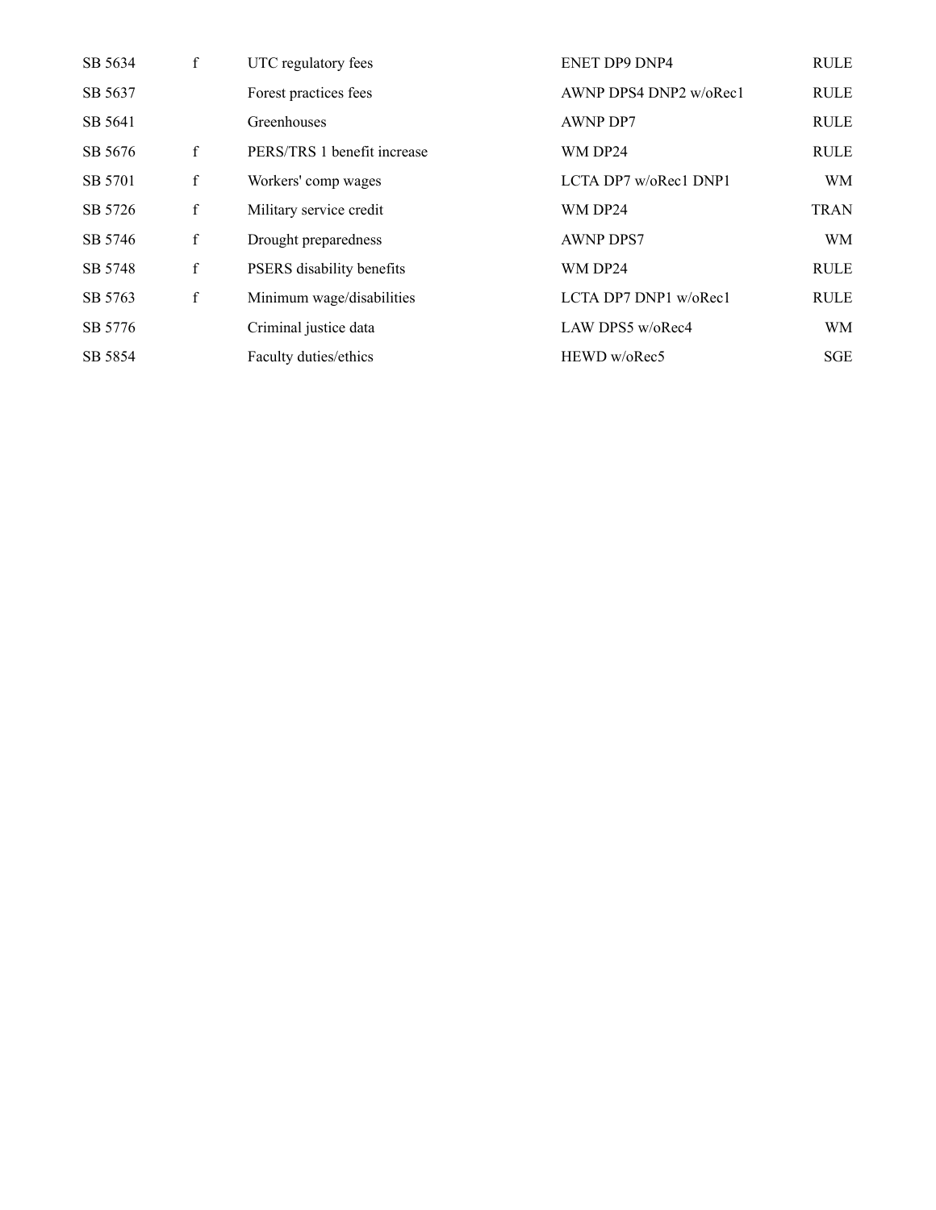| | | | | |
|---|---|---|---|---|
| SB 5634 | f | UTC regulatory fees | ENET DP9 DNP4 | RULE |
| SB 5637 | | Forest practices fees | AWNP DPS4 DNP2 w/oRec1 | RULE |
| SB 5641 | | Greenhouses | AWNP DP7 | RULE |
| SB 5676 | f | PERS/TRS 1 benefit increase | WM DP24 | RULE |
| SB 5701 | f | Workers' comp wages | LCTA DP7 w/oRec1 DNP1 | WM |
| SB 5726 | f | Military service credit | WM DP24 | TRAN |
| SB 5746 | f | Drought preparedness | AWNP DPS7 | WM |
| SB 5748 | f | PSERS disability benefits | WM DP24 | RULE |
| SB 5763 | f | Minimum wage/disabilities | LCTA DP7 DNP1 w/oRec1 | RULE |
| SB 5776 | | Criminal justice data | LAW DPS5 w/oRec4 | WM |
| SB 5854 | | Faculty duties/ethics | HEWD w/oRec5 | SGE |